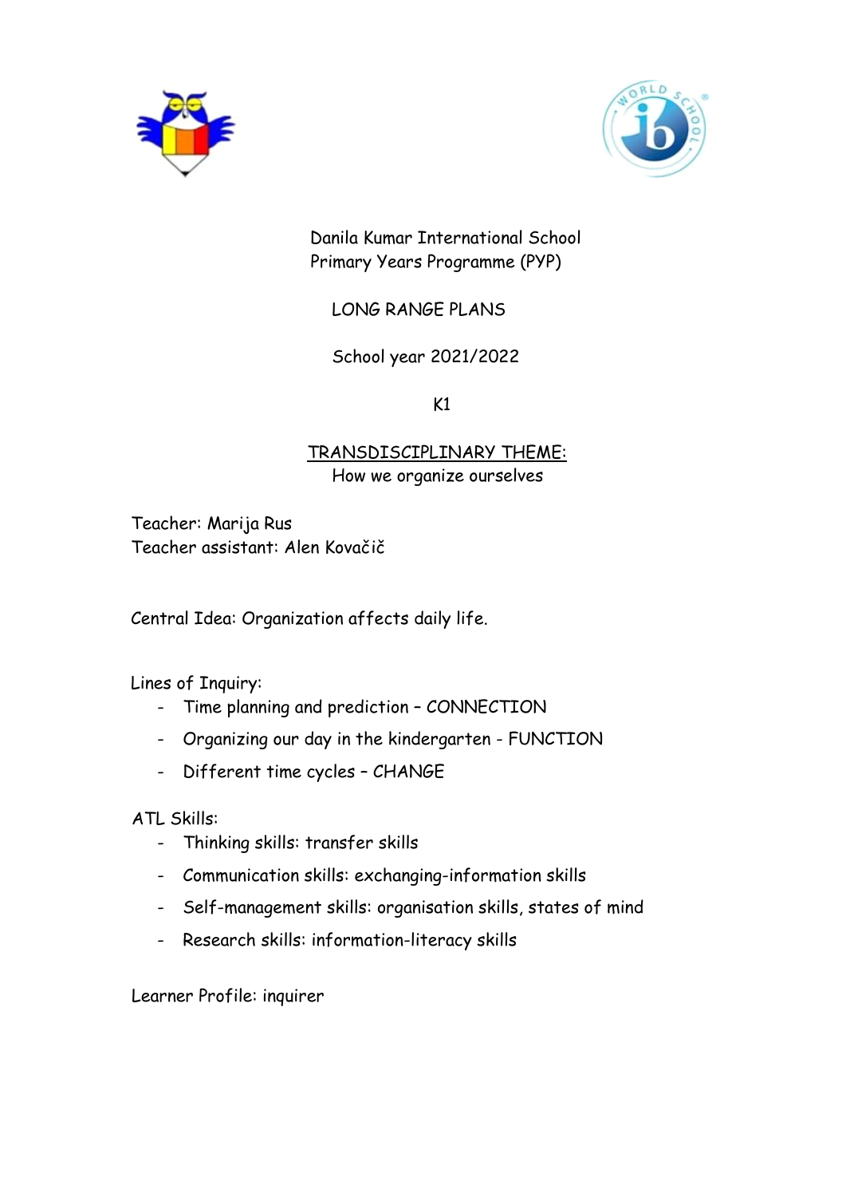Danila Kumar International School
Primary Years Programme (PYP)

LONG RANGE PLANS

School year 2021/2022

K1

TRANSDISCIPLINARY THEME:
How we organize ourselves

Teacher: Marija Rus
Teacher assistant: Alen Kovačič

Central Idea: Organization affects daily life.

Lines of Inquiry:

- Time planning and prediction – CONNECTION
- Organizing our day in the kindergarten - FUNCTION
- Different time cycles – CHANGE

ATL Skills:

- Thinking skills: transfer skills
- Communication skills: exchanging-information skills
- Self-management skills: organisation skills, states of mind
- Research skills: information-literacy skills

Learner Profile: inquirer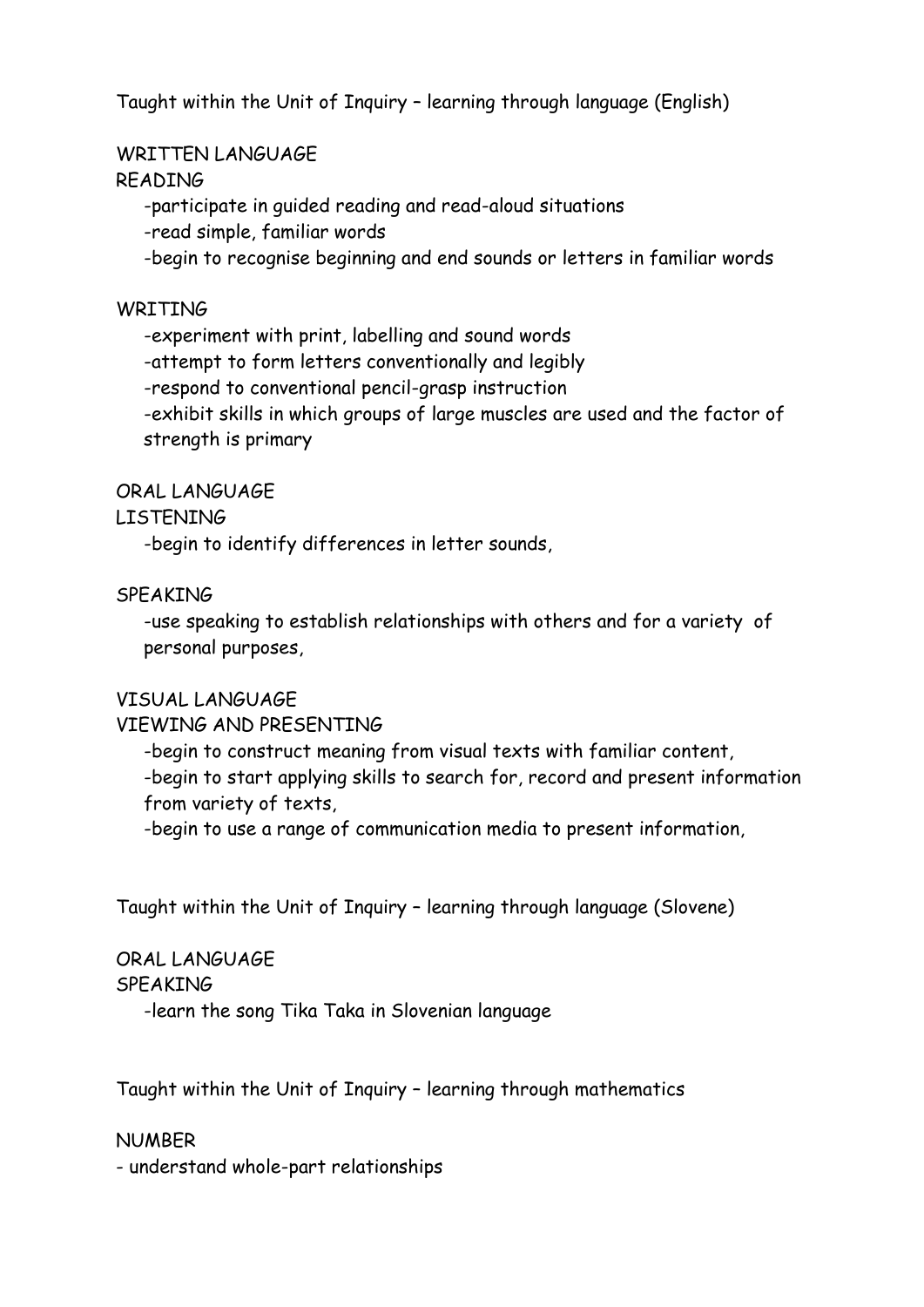Taught within the Unit of Inquiry – learning through language (English)

WRITTEN LANGUAGE

READING

- participate in guided reading and read-aloud situations
- read simple, familiar words
- begin to recognise beginning and end sounds or letters in familiar words

WRITING

- experiment with print, labelling and sound words
- attempt to form letters conventionally and legibly
- respond to conventional pencil-grasp instruction
- exhibit skills in which groups of large muscles are used and the factor of strength is primary

ORAL LANGUAGE

LISTENING

- begin to identify differences in letter sounds,

SPEAKING

- use speaking to establish relationships with others and for a variety of personal purposes,

VISUAL LANGUAGE

VIEWING AND PRESENTING

- begin to construct meaning from visual texts with familiar content,
- begin to start applying skills to search for, record and present information from variety of texts,
- begin to use a range of communication media to present information,

Taught within the Unit of Inquiry – learning through language (Slovene)

ORAL LANGUAGE

SPEAKING

- learn the song Tika Taka in Slovenian language

Taught within the Unit of Inquiry – learning through mathematics

NUMBER

- understand whole-part relationships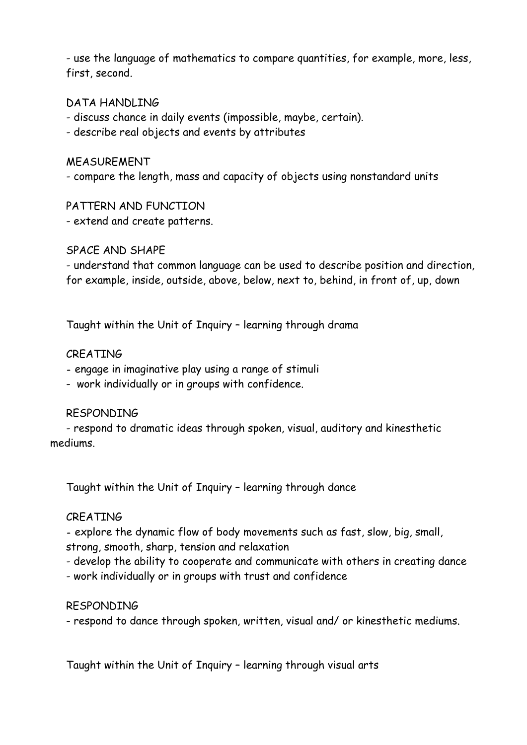- use the language of mathematics to compare quantities, for example, more, less, first, second.

DATA HANDLING

- discuss chance in daily events (impossible, maybe, certain).
- describe real objects and events by attributes

MEASUREMENT

- compare the length, mass and capacity of objects using nonstandard units

PATTERN AND FUNCTION

- extend and create patterns.

SPACE AND SHAPE

- understand that common language can be used to describe position and direction, for example, inside, outside, above, below, next to, behind, in front of, up, down

Taught within the Unit of Inquiry – learning through drama

CREATING

- engage in imaginative play using a range of stimuli
- work individually or in groups with confidence.

RESPONDING

- respond to dramatic ideas through spoken, visual, auditory and kinesthetic mediums.

Taught within the Unit of Inquiry – learning through dance

CREATING

- explore the dynamic flow of body movements such as fast, slow, big, small, strong, smooth, sharp, tension and relaxation
- develop the ability to cooperate and communicate with others in creating dance
- work individually or in groups with trust and confidence

RESPONDING

- respond to dance through spoken, written, visual and/ or kinesthetic mediums.

Taught within the Unit of Inquiry – learning through visual arts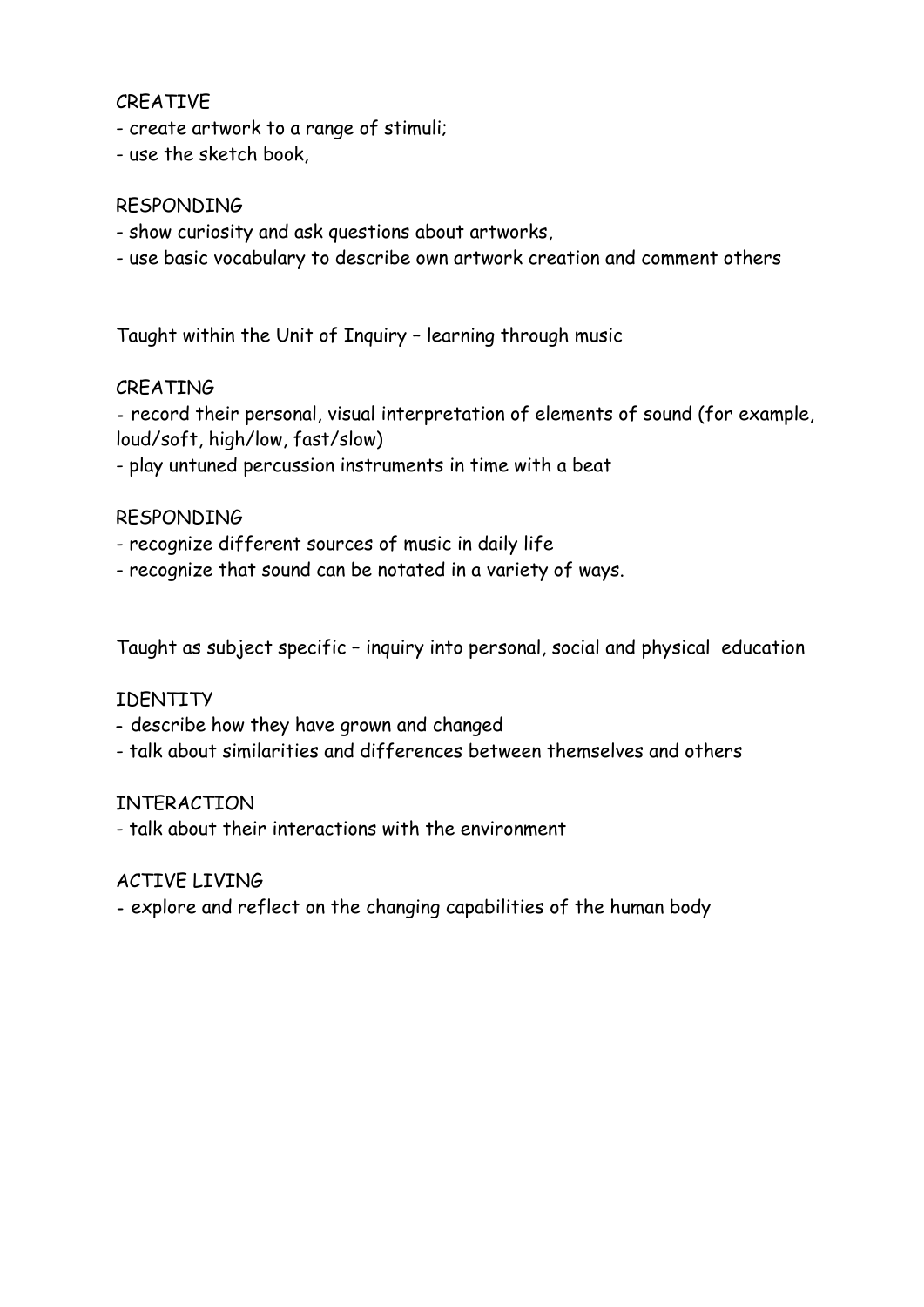CREATIVE

- create artwork to a range of stimuli;
- use the sketch book,

RESPONDING

- show curiosity and ask questions about artworks,
- use basic vocabulary to describe own artwork creation and comment others

Taught within the Unit of Inquiry – learning through music

CREATING

- record their personal, visual interpretation of elements of sound (for example, loud/soft, high/low, fast/slow)
- play untuned percussion instruments in time with a beat

RESPONDING

- recognize different sources of music in daily life
- recognize that sound can be notated in a variety of ways.

Taught as subject specific – inquiry into personal, social and physical education

IDENTITY

- describe how they have grown and changed
- talk about similarities and differences between themselves and others

INTERACTION

- talk about their interactions with the environment

ACTIVE LIVING

- explore and reflect on the changing capabilities of the human body